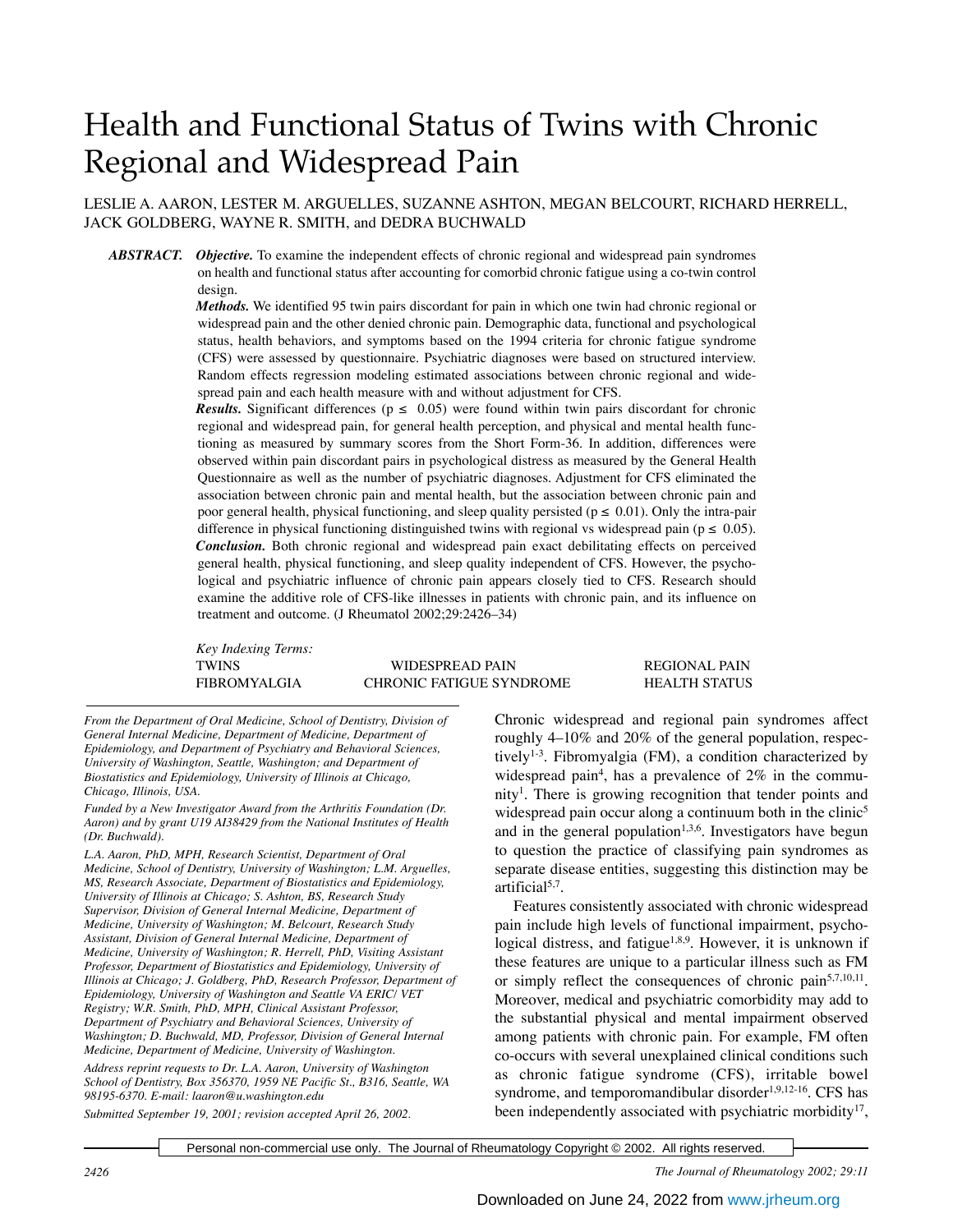# Health and Functional Status of Twins with Chronic Regional and Widespread Pain

LESLIE A. AARON, LESTER M. ARGUELLES, SUZANNE ASHTON, MEGAN BELCOURT, RICHARD HERRELL, JACK GOLDBERG, WAYNE R. SMITH, and DEDRA BUCHWALD

***ABSTRACT.*** ***Objective.*** To examine the independent effects of chronic regional and widespread pain syndromes on health and functional status after accounting for comorbid chronic fatigue using a co-twin control design.

***Methods.*** We identified 95 twin pairs discordant for pain in which one twin had chronic regional or widespread pain and the other denied chronic pain. Demographic data, functional and psychological status, health behaviors, and symptoms based on the 1994 criteria for chronic fatigue syndrome (CFS) were assessed by questionnaire. Psychiatric diagnoses were based on structured interview. Random effects regression modeling estimated associations between chronic regional and widespread pain and each health measure with and without adjustment for CFS.

***Results.*** Significant differences ($p \leq 0.05$) were found within twin pairs discordant for chronic regional and widespread pain, for general health perception, and physical and mental health functioning as measured by summary scores from the Short Form-36. In addition, differences were observed within pain discordant pairs in psychological distress as measured by the General Health Questionnaire as well as the number of psychiatric diagnoses. Adjustment for CFS eliminated the association between chronic pain and mental health, but the association between chronic pain and poor general health, physical functioning, and sleep quality persisted ($p \leq 0.01$). Only the intra-pair difference in physical functioning distinguished twins with regional vs widespread pain ($p \leq 0.05$).

***Conclusion.*** Both chronic regional and widespread pain exact debilitating effects on perceived general health, physical functioning, and sleep quality independent of CFS. However, the psychological and psychiatric influence of chronic pain appears closely tied to CFS. Research should examine the additive role of CFS-like illnesses in patients with chronic pain, and its influence on treatment and outcome. (J Rheumatol 2002;29:2426–34)

*Key Indexing Terms:*

| | | |
|---|---|---|
| TWINS | WIDESPREAD PAIN | REGIONAL PAIN |
| FIBROMYALGIA | CHRONIC FATIGUE SYNDROME | HEALTH STATUS |

*From the Department of Oral Medicine, School of Dentistry, Division of General Internal Medicine, Department of Medicine, Department of Epidemiology, and Department of Psychiatry and Behavioral Sciences, University of Washington, Seattle, Washington; and Department of Biostatistics and Epidemiology, University of Illinois at Chicago, Chicago, Illinois, USA.*

*Funded by a New Investigator Award from the Arthritis Foundation (Dr. Aaron) and by grant U19 AI38429 from the National Institutes of Health (Dr. Buchwald).*

*L.A. Aaron, PhD, MPH, Research Scientist, Department of Oral Medicine, School of Dentistry, University of Washington; L.M. Arguelles, MS, Research Associate, Department of Biostatistics and Epidemiology, University of Illinois at Chicago; S. Ashton, BS, Research Study Supervisor, Division of General Internal Medicine, Department of Medicine, University of Washington; M. Belcourt, Research Study Assistant, Division of General Internal Medicine, Department of Medicine, University of Washington; R. Herrell, PhD, Visiting Assistant Professor, Department of Biostatistics and Epidemiology, University of Illinois at Chicago; J. Goldberg, PhD, Research Professor, Department of Epidemiology, University of Washington and Seattle VA ERIC/ VET Registry; W.R. Smith, PhD, MPH, Clinical Assistant Professor, Department of Psychiatry and Behavioral Sciences, University of Washington; D. Buchwald, MD, Professor, Division of General Internal Medicine, Department of Medicine, University of Washington.*

*Address reprint requests to Dr. L.A. Aaron, University of Washington School of Dentistry, Box 356370, 1959 NE Pacific St., B316, Seattle, WA 98195-6370. E-mail: laaron@u.washington.edu*

*Submitted September 19, 2001; revision accepted April 26, 2002.*

Chronic widespread and regional pain syndromes affect roughly 4–10% and 20% of the general population, respectively[1-3]. Fibromyalgia (FM), a condition characterized by widespread pain[4], has a prevalence of 2% in the community[1]. There is growing recognition that tender points and widespread pain occur along a continuum both in the clinic[5] and in the general population[1,3,6]. Investigators have begun to question the practice of classifying pain syndromes as separate disease entities, suggesting this distinction may be artificial[5,7].

Features consistently associated with chronic widespread pain include high levels of functional impairment, psychological distress, and fatigue[1,8,9]. However, it is unknown if these features are unique to a particular illness such as FM or simply reflect the consequences of chronic pain[5,7,10,11]. Moreover, medical and psychiatric comorbidity may add to the substantial physical and mental impairment observed among patients with chronic pain. For example, FM often co-occurs with several unexplained clinical conditions such as chronic fatigue syndrome (CFS), irritable bowel syndrome, and temporomandibular disorder[1,9,12-16]. CFS has been independently associated with psychiatric morbidity[17],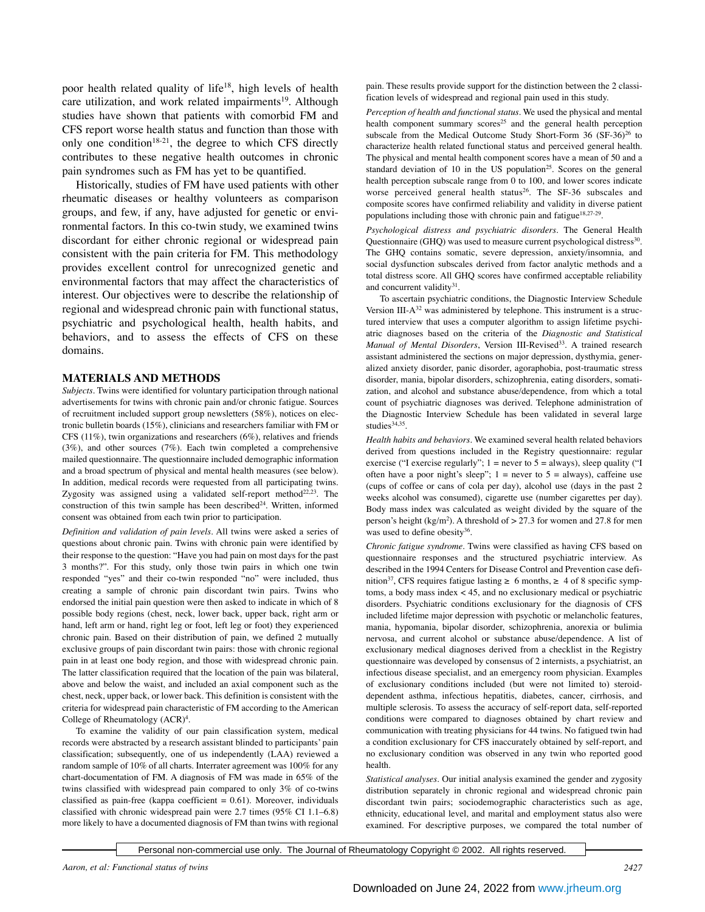poor health related quality of life[18], high levels of health care utilization, and work related impairments[19]. Although studies have shown that patients with comorbid FM and CFS report worse health status and function than those with only one condition[18-21], the degree to which CFS directly contributes to these negative health outcomes in chronic pain syndromes such as FM has yet to be quantified.

Historically, studies of FM have used patients with other rheumatic diseases or healthy volunteers as comparison groups, and few, if any, have adjusted for genetic or environmental factors. In this co-twin study, we examined twins discordant for either chronic regional or widespread pain consistent with the pain criteria for FM. This methodology provides excellent control for unrecognized genetic and environmental factors that may affect the characteristics of interest. Our objectives were to describe the relationship of regional and widespread chronic pain with functional status, psychiatric and psychological health, health habits, and behaviors, and to assess the effects of CFS on these domains.

## MATERIALS AND METHODS

*Subjects*. Twins were identified for voluntary participation through national advertisements for twins with chronic pain and/or chronic fatigue. Sources of recruitment included support group newsletters (58%), notices on electronic bulletin boards (15%), clinicians and researchers familiar with FM or CFS (11%), twin organizations and researchers (6%), relatives and friends (3%), and other sources (7%). Each twin completed a comprehensive mailed questionnaire. The questionnaire included demographic information and a broad spectrum of physical and mental health measures (see below). In addition, medical records were requested from all participating twins. Zygosity was assigned using a validated self-report method[22,23]. The construction of this twin sample has been described[24]. Written, informed consent was obtained from each twin prior to participation.

*Definition and validation of pain levels*. All twins were asked a series of questions about chronic pain. Twins with chronic pain were identified by their response to the question: "Have you had pain on most days for the past 3 months?". For this study, only those twin pairs in which one twin responded "yes" and their co-twin responded "no" were included, thus creating a sample of chronic pain discordant twin pairs. Twins who endorsed the initial pain question were then asked to indicate in which of 8 possible body regions (chest, neck, lower back, upper back, right arm or hand, left arm or hand, right leg or foot, left leg or foot) they experienced chronic pain. Based on their distribution of pain, we defined 2 mutually exclusive groups of pain discordant twin pairs: those with chronic regional pain in at least one body region, and those with widespread chronic pain. The latter classification required that the location of the pain was bilateral, above and below the waist, and included an axial component such as the chest, neck, upper back, or lower back. This definition is consistent with the criteria for widespread pain characteristic of FM according to the American College of Rheumatology (ACR)[4].

To examine the validity of our pain classification system, medical records were abstracted by a research assistant blinded to participants' pain classification; subsequently, one of us independently (LAA) reviewed a random sample of 10% of all charts. Interrater agreement was 100% for any chart-documentation of FM. A diagnosis of FM was made in 65% of the twins classified with widespread pain compared to only 3% of co-twins classified as pain-free (kappa coefficient = 0.61). Moreover, individuals classified with chronic widespread pain were 2.7 times (95% CI 1.1–6.8) more likely to have a documented diagnosis of FM than twins with regional pain. These results provide support for the distinction between the 2 classification levels of widespread and regional pain used in this study.

*Perception of health and functional status*. We used the physical and mental health component summary scores[25] and the general health perception subscale from the Medical Outcome Study Short-Form 36 (SF-36)[26] to characterize health related functional status and perceived general health. The physical and mental health component scores have a mean of 50 and a standard deviation of 10 in the US population[25]. Scores on the general health perception subscale range from 0 to 100, and lower scores indicate worse perceived general health status[26]. The SF-36 subscales and composite scores have confirmed reliability and validity in diverse patient populations including those with chronic pain and fatigue[18,27-29].

*Psychological distress and psychiatric disorders*. The General Health Questionnaire (GHQ) was used to measure current psychological distress[30]. The GHQ contains somatic, severe depression, anxiety/insomnia, and social dysfunction subscales derived from factor analytic methods and a total distress score. All GHQ scores have confirmed acceptable reliability and concurrent validity[31].

To ascertain psychiatric conditions, the Diagnostic Interview Schedule Version III-A[32] was administered by telephone. This instrument is a structured interview that uses a computer algorithm to assign lifetime psychiatric diagnoses based on the criteria of the *Diagnostic and Statistical Manual of Mental Disorders*, Version III-Revised[33]. A trained research assistant administered the sections on major depression, dysthymia, generalized anxiety disorder, panic disorder, agoraphobia, post-traumatic stress disorder, mania, bipolar disorders, schizophrenia, eating disorders, somatization, and alcohol and substance abuse/dependence, from which a total count of psychiatric diagnoses was derived. Telephone administration of the Diagnostic Interview Schedule has been validated in several large studies[34,35].

*Health habits and behaviors*. We examined several health related behaviors derived from questions included in the Registry questionnaire: regular exercise ("I exercise regularly"; 1 = never to 5 = always), sleep quality ("I often have a poor night's sleep"; 1 = never to 5 = always), caffeine use (cups of coffee or cans of cola per day), alcohol use (days in the past 2 weeks alcohol was consumed), cigarette use (number cigarettes per day). Body mass index was calculated as weight divided by the square of the person's height (kg/m$^2$). A threshold of > 27.3 for women and 27.8 for men was used to define obesity[36].

*Chronic fatigue syndrome*. Twins were classified as having CFS based on questionnaire responses and the structured psychiatric interview. As described in the 1994 Centers for Disease Control and Prevention case definition[37], CFS requires fatigue lasting ≥ 6 months, ≥ 4 of 8 specific symptoms, a body mass index < 45, and no exclusionary medical or psychiatric disorders. Psychiatric conditions exclusionary for the diagnosis of CFS included lifetime major depression with psychotic or melancholic features, mania, hypomania, bipolar disorder, schizophrenia, anorexia or bulimia nervosa, and current alcohol or substance abuse/dependence. A list of exclusionary medical diagnoses derived from a checklist in the Registry questionnaire was developed by consensus of 2 internists, a psychiatrist, an infectious disease specialist, and an emergency room physician. Examples of exclusionary conditions included (but were not limited to) steroid-dependent asthma, infectious hepatitis, diabetes, cancer, cirrhosis, and multiple sclerosis. To assess the accuracy of self-report data, self-reported conditions were compared to diagnoses obtained by chart review and communication with treating physicians for 44 twins. No fatigued twin had a condition exclusionary for CFS inaccurately obtained by self-report, and no exclusionary condition was observed in any twin who reported good health.

*Statistical analyses*. Our initial analysis examined the gender and zygosity distribution separately in chronic regional and widespread chronic pain discordant twin pairs; sociodemographic characteristics such as age, ethnicity, educational level, and marital and employment status also were examined. For descriptive purposes, we compared the total number of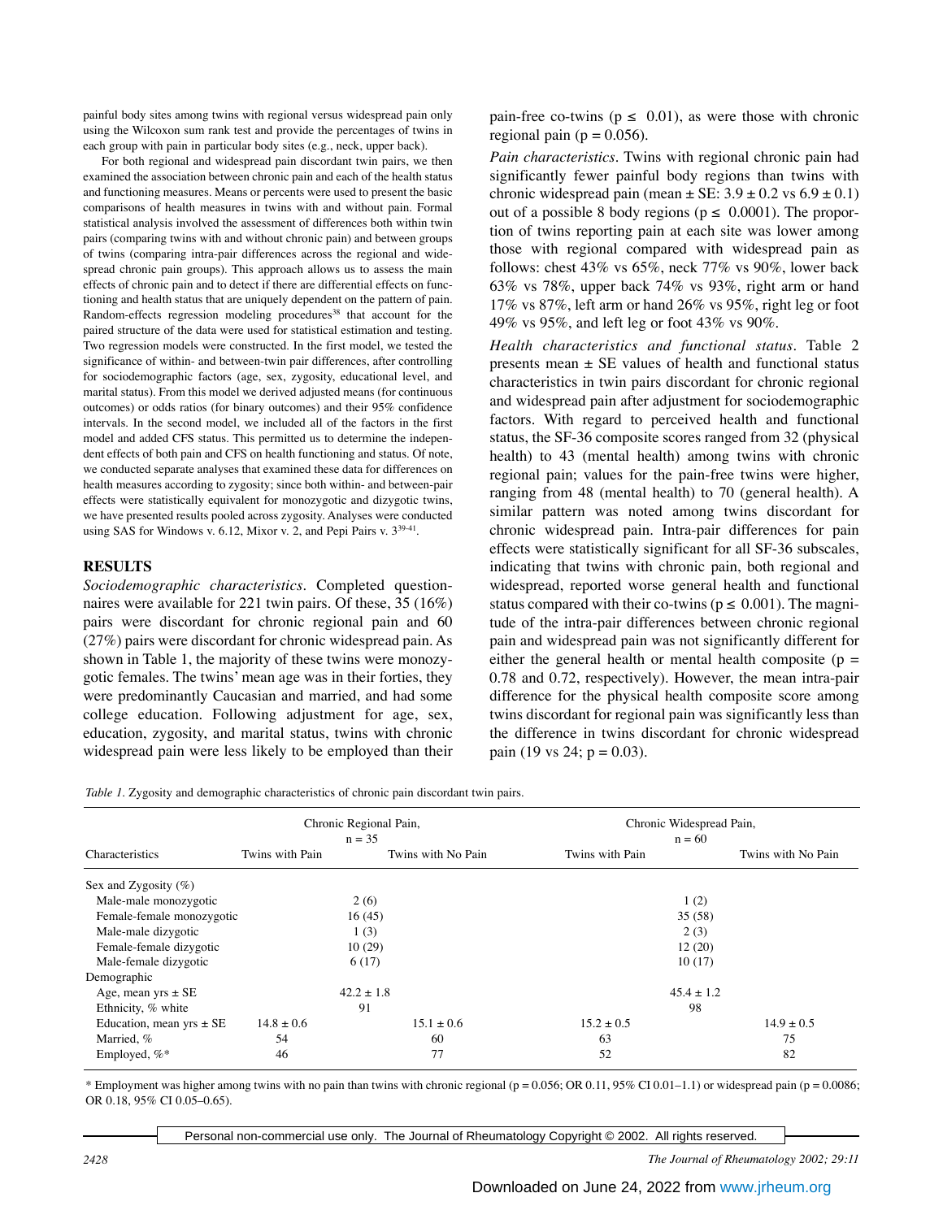painful body sites among twins with regional versus widespread pain only using the Wilcoxon sum rank test and provide the percentages of twins in each group with pain in particular body sites (e.g., neck, upper back).

For both regional and widespread pain discordant twin pairs, we then examined the association between chronic pain and each of the health status and functioning measures. Means or percents were used to present the basic comparisons of health measures in twins with and without pain. Formal statistical analysis involved the assessment of differences both within twin pairs (comparing twins with and without chronic pain) and between groups of twins (comparing intra-pair differences across the regional and widespread chronic pain groups). This approach allows us to assess the main effects of chronic pain and to detect if there are differential effects on functioning and health status that are uniquely dependent on the pattern of pain. Random-effects regression modeling procedures[38] that account for the paired structure of the data were used for statistical estimation and testing. Two regression models were constructed. In the first model, we tested the significance of within- and between-twin pair differences, after controlling for sociodemographic factors (age, sex, zygosity, educational level, and marital status). From this model we derived adjusted means (for continuous outcomes) or odds ratios (for binary outcomes) and their 95% confidence intervals. In the second model, we included all of the factors in the first model and added CFS status. This permitted us to determine the independent effects of both pain and CFS on health functioning and status. Of note, we conducted separate analyses that examined these data for differences on health measures according to zygosity; since both within- and between-pair effects were statistically equivalent for monozygotic and dizygotic twins, we have presented results pooled across zygosity. Analyses were conducted using SAS for Windows v. 6.12, Mixor v. 2, and Pepi Pairs v. 3[39-41].

## RESULTS

*Sociodemographic characteristics*. Completed questionnaires were available for 221 twin pairs. Of these, 35 (16%) pairs were discordant for chronic regional pain and 60 (27%) pairs were discordant for chronic widespread pain. As shown in Table 1, the majority of these twins were monozygotic females. The twins' mean age was in their forties, they were predominantly Caucasian and married, and had some college education. Following adjustment for age, sex, education, zygosity, and marital status, twins with chronic widespread pain were less likely to be employed than their pain-free co-twins ($p \leq 0.01$), as were those with chronic regional pain ($p = 0.056$).

*Pain characteristics*. Twins with regional chronic pain had significantly fewer painful body regions than twins with chronic widespread pain (mean ± SE: 3.9 ± 0.2 vs 6.9 ± 0.1) out of a possible 8 body regions ($p \leq 0.0001$). The proportion of twins reporting pain at each site was lower among those with regional compared with widespread pain as follows: chest 43% vs 65%, neck 77% vs 90%, lower back 63% vs 78%, upper back 74% vs 93%, right arm or hand 17% vs 87%, left arm or hand 26% vs 95%, right leg or foot 49% vs 95%, and left leg or foot 43% vs 90%.

*Health characteristics and functional status*. Table 2 presents mean ± SE values of health and functional status characteristics in twin pairs discordant for chronic regional and widespread pain after adjustment for sociodemographic factors. With regard to perceived health and functional status, the SF-36 composite scores ranged from 32 (physical health) to 43 (mental health) among twins with chronic regional pain; values for the pain-free twins were higher, ranging from 48 (mental health) to 70 (general health). A similar pattern was noted among twins discordant for chronic widespread pain. Intra-pair differences for pain effects were statistically significant for all SF-36 subscales, indicating that twins with chronic pain, both regional and widespread, reported worse general health and functional status compared with their co-twins ($p \leq 0.001$). The magnitude of the intra-pair differences between chronic regional pain and widespread pain was not significantly different for either the general health or mental health composite ($p = 0.78$ and 0.72, respectively). However, the mean intra-pair difference for the physical health composite score among twins discordant for regional pain was significantly less than the difference in twins discordant for chronic widespread pain (19 vs 24; $p = 0.03$).

*Table 1*. Zygosity and demographic characteristics of chronic pain discordant twin pairs.

| Characteristics | Chronic Regional Pain, n = 35 | | Chronic Widespread Pain, n = 60 | |
|---|---|---|---|---|
| | Twins with Pain | Twins with No Pain | Twins with Pain | Twins with No Pain |
| Sex and Zygosity (%) | | | | |
| Male-male monozygotic | 2 (6) | | 1 (2) | |
| Female-female monozygotic | 16 (45) | | 35 (58) | |
| Male-male dizygotic | 1 (3) | | 2 (3) | |
| Female-female dizygotic | 10 (29) | | 12 (20) | |
| Male-female dizygotic | 6 (17) | | 10 (17) | |
| Demographic | | | | |
| Age, mean yrs ± SE | 42.2 ± 1.8 | | 45.4 ± 1.2 | |
| Ethnicity, % white | 91 | | 98 | |
| Education, mean yrs ± SE | 14.8 ± 0.6 | 15.1 ± 0.6 | 15.2 ± 0.5 | 14.9 ± 0.5 |
| Married, % | 54 | 60 | 63 | 75 |
| Employed, %* | 46 | 77 | 52 | 82 |

\* Employment was higher among twins with no pain than twins with chronic regional ($p = 0.056$; OR 0.11, 95% CI 0.01–1.1) or widespread pain ($p = 0.0086$; OR 0.18, 95% CI 0.05–0.65).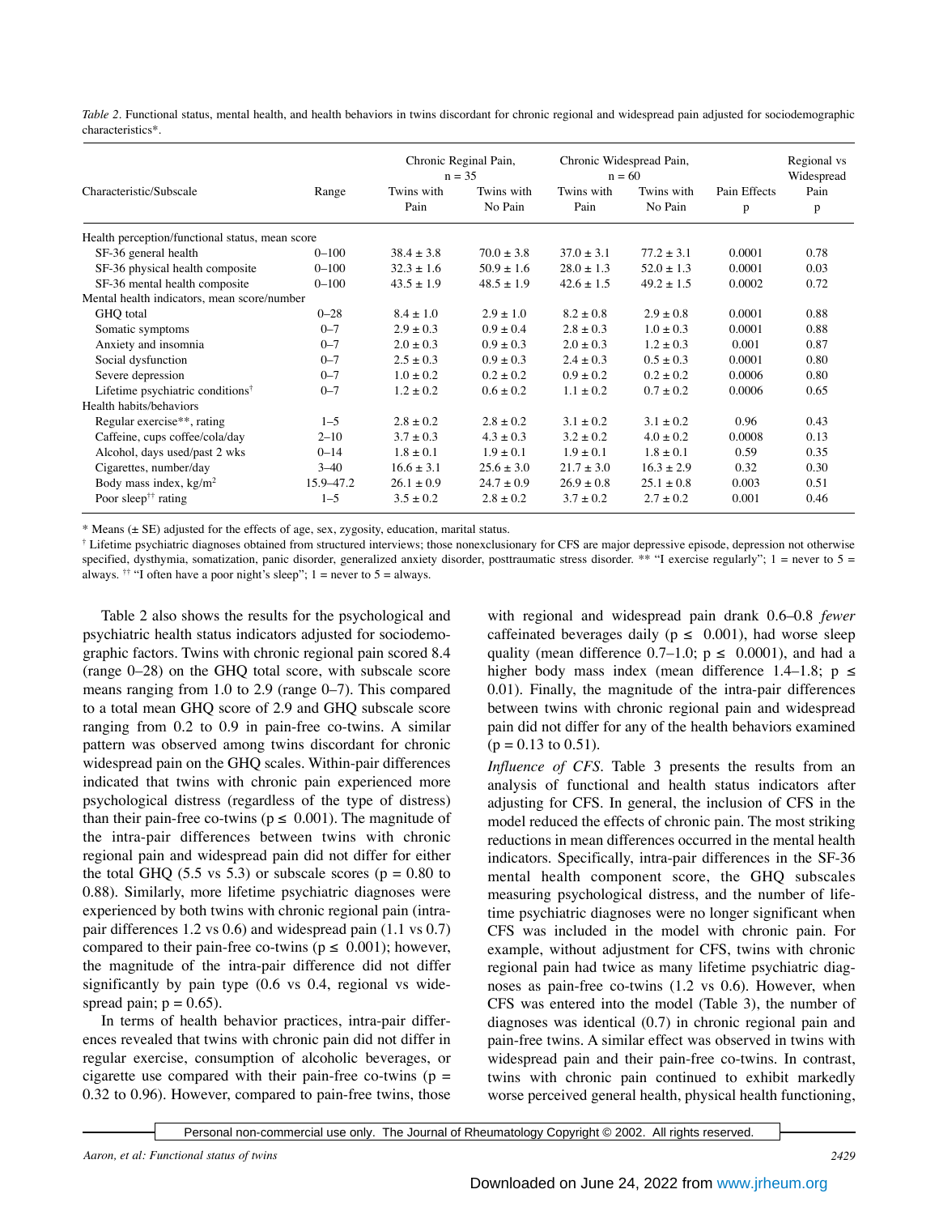*Table 2*. Functional status, mental health, and health behaviors in twins discordant for chronic regional and widespread pain adjusted for sociodemographic characteristics*.

| Characteristic/Subscale | Range | Chronic Reginal Pain, n = 35 | | Chronic Widespread Pain, n = 60 | | Pain Effects | Regional vs Widespread Pain |
|---|---|---|---|---|---|---|---|
| | | Twins with Pain | Twins with No Pain | Twins with Pain | Twins with No Pain | p | p |
| Health perception/functional status, mean score | | | | | | | |
| SF-36 general health | 0–100 | 38.4 ± 3.8 | 70.0 ± 3.8 | 37.0 ± 3.1 | 77.2 ± 3.1 | 0.0001 | 0.78 |
| SF-36 physical health composite | 0–100 | 32.3 ± 1.6 | 50.9 ± 1.6 | 28.0 ± 1.3 | 52.0 ± 1.3 | 0.0001 | 0.03 |
| SF-36 mental health composite | 0–100 | 43.5 ± 1.9 | 48.5 ± 1.9 | 42.6 ± 1.5 | 49.2 ± 1.5 | 0.0002 | 0.72 |
| Mental health indicators, mean score/number | | | | | | | |
| GHQ total | 0–28 | 8.4 ± 1.0 | 2.9 ± 1.0 | 8.2 ± 0.8 | 2.9 ± 0.8 | 0.0001 | 0.88 |
| Somatic symptoms | 0–7 | 2.9 ± 0.3 | 0.9 ± 0.4 | 2.8 ± 0.3 | 1.0 ± 0.3 | 0.0001 | 0.88 |
| Anxiety and insomnia | 0–7 | 2.0 ± 0.3 | 0.9 ± 0.3 | 2.0 ± 0.3 | 1.2 ± 0.3 | 0.001 | 0.87 |
| Social dysfunction | 0–7 | 2.5 ± 0.3 | 0.9 ± 0.3 | 2.4 ± 0.3 | 0.5 ± 0.3 | 0.0001 | 0.80 |
| Severe depression | 0–7 | 1.0 ± 0.2 | 0.2 ± 0.2 | 0.9 ± 0.2 | 0.2 ± 0.2 | 0.0006 | 0.80 |
| Lifetime psychiatric conditions† | 0–7 | 1.2 ± 0.2 | 0.6 ± 0.2 | 1.1 ± 0.2 | 0.7 ± 0.2 | 0.0006 | 0.65 |
| Health habits/behaviors | | | | | | | |
| Regular exercise**, rating | 1–5 | 2.8 ± 0.2 | 2.8 ± 0.2 | 3.1 ± 0.2 | 3.1 ± 0.2 | 0.96 | 0.43 |
| Caffeine, cups coffee/cola/day | 2–10 | 3.7 ± 0.3 | 4.3 ± 0.3 | 3.2 ± 0.2 | 4.0 ± 0.2 | 0.0008 | 0.13 |
| Alcohol, days used/past 2 wks | 0–14 | 1.8 ± 0.1 | 1.9 ± 0.1 | 1.9 ± 0.1 | 1.8 ± 0.1 | 0.59 | 0.35 |
| Cigarettes, number/day | 3–40 | 16.6 ± 3.1 | 25.6 ± 3.0 | 21.7 ± 3.0 | 16.3 ± 2.9 | 0.32 | 0.30 |
| Body mass index, kg/m$^2$ | 15.9–47.2 | 26.1 ± 0.9 | 24.7 ± 0.9 | 26.9 ± 0.8 | 25.1 ± 0.8 | 0.003 | 0.51 |
| Poor sleep†† rating | 1–5 | 3.5 ± 0.2 | 2.8 ± 0.2 | 3.7 ± 0.2 | 2.7 ± 0.2 | 0.001 | 0.46 |

\* Means (± SE) adjusted for the effects of age, sex, zygosity, education, marital status.

† Lifetime psychiatric diagnoses obtained from structured interviews; those nonexclusionary for CFS are major depressive episode, depression not otherwise specified, dysthymia, somatization, panic disorder, generalized anxiety disorder, posttraumatic stress disorder. ** "I exercise regularly"; 1 = never to 5 = always. †† "I often have a poor night's sleep"; 1 = never to 5 = always.

Table 2 also shows the results for the psychological and psychiatric health status indicators adjusted for sociodemographic factors. Twins with chronic regional pain scored 8.4 (range 0–28) on the GHQ total score, with subscale score means ranging from 1.0 to 2.9 (range 0–7). This compared to a total mean GHQ score of 2.9 and GHQ subscale score ranging from 0.2 to 0.9 in pain-free co-twins. A similar pattern was observed among twins discordant for chronic widespread pain on the GHQ scales. Within-pair differences indicated that twins with chronic pain experienced more psychological distress (regardless of the type of distress) than their pain-free co-twins ($p \leq 0.001$). The magnitude of the intra-pair differences between twins with chronic regional pain and widespread pain did not differ for either the total GHQ (5.5 vs 5.3) or subscale scores (p = 0.80 to 0.88). Similarly, more lifetime psychiatric diagnoses were experienced by both twins with chronic regional pain (intra-pair differences 1.2 vs 0.6) and widespread pain (1.1 vs 0.7) compared to their pain-free co-twins ($p \leq 0.001$); however, the magnitude of the intra-pair difference did not differ significantly by pain type (0.6 vs 0.4, regional vs widespread pain; p = 0.65).

In terms of health behavior practices, intra-pair differences revealed that twins with chronic pain did not differ in regular exercise, consumption of alcoholic beverages, or cigarette use compared with their pain-free co-twins (p = 0.32 to 0.96). However, compared to pain-free twins, those with regional and widespread pain drank 0.6–0.8 *fewer* caffeinated beverages daily ($p \leq 0.001$), had worse sleep quality (mean difference 0.7–1.0; $p \leq 0.0001$), and had a higher body mass index (mean difference 1.4–1.8; $p \leq 0.01$). Finally, the magnitude of the intra-pair differences between twins with chronic regional pain and widespread pain did not differ for any of the health behaviors examined (p = 0.13 to 0.51).

*Influence of CFS.* Table 3 presents the results from an analysis of functional and health status indicators after adjusting for CFS. In general, the inclusion of CFS in the model reduced the effects of chronic pain. The most striking reductions in mean differences occurred in the mental health indicators. Specifically, intra-pair differences in the SF-36 mental health component score, the GHQ subscales measuring psychological distress, and the number of lifetime psychiatric diagnoses were no longer significant when CFS was included in the model with chronic pain. For example, without adjustment for CFS, twins with chronic regional pain had twice as many lifetime psychiatric diagnoses as pain-free co-twins (1.2 vs 0.6). However, when CFS was entered into the model (Table 3), the number of diagnoses was identical (0.7) in chronic regional pain and pain-free twins. A similar effect was observed in twins with widespread pain and their pain-free co-twins. In contrast, twins with chronic pain continued to exhibit markedly worse perceived general health, physical health functioning,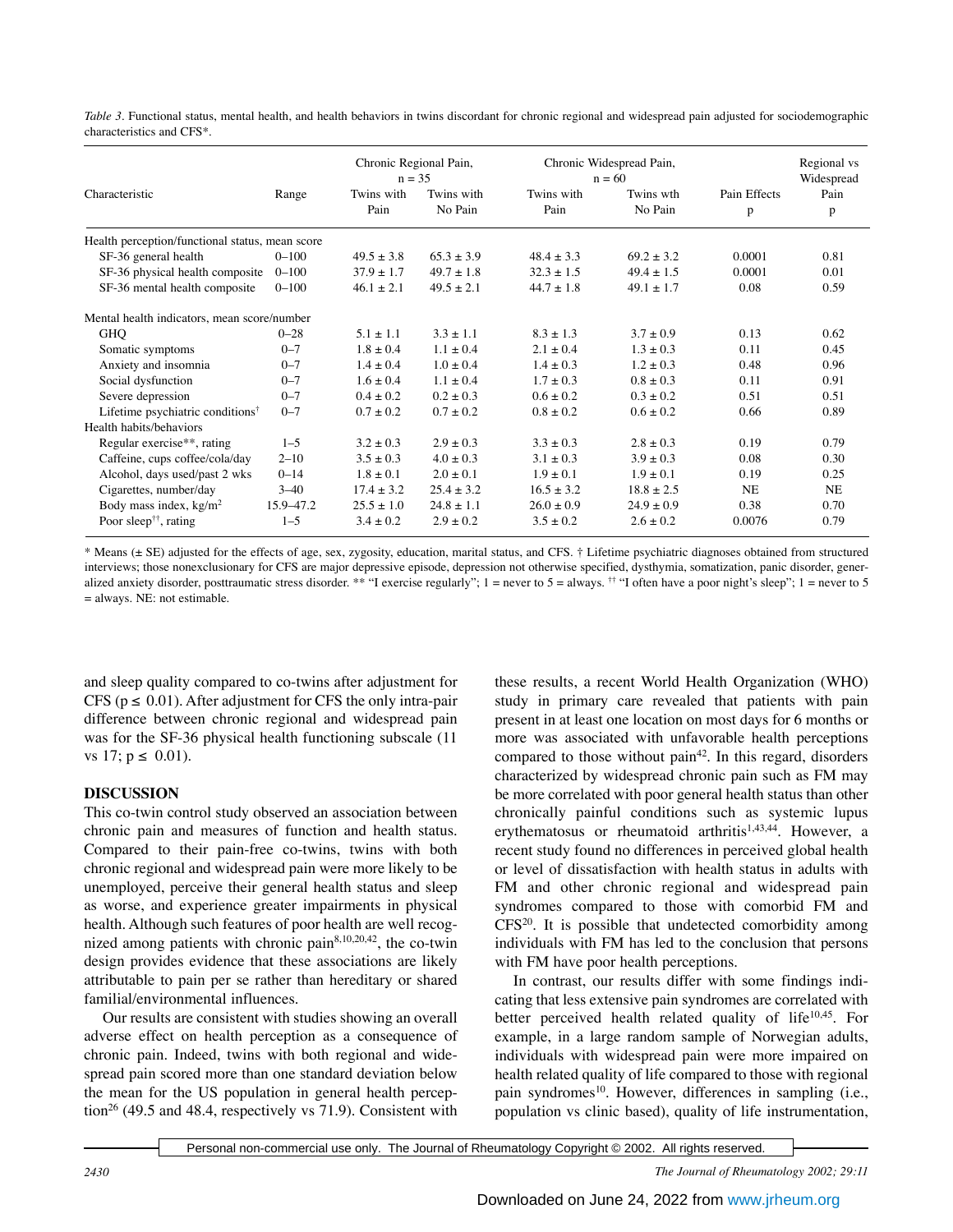*Table 3*. Functional status, mental health, and health behaviors in twins discordant for chronic regional and widespread pain adjusted for sociodemographic characteristics and CFS*.

| Characteristic | Range | Chronic Regional Pain, n = 35 | | Chronic Widespread Pain, n = 60 | | Pain Effects | Regional vs Widespread Pain |
|---|---|---|---|---|---|---|---|
| | | Twins with Pain | Twins with No Pain | Twins with Pain | Twins wth No Pain | p | p |
| Health perception/functional status, mean score | | | | | | | |
| SF-36 general health | 0–100 | 49.5 ± 3.8 | 65.3 ± 3.9 | 48.4 ± 3.3 | 69.2 ± 3.2 | 0.0001 | 0.81 |
| SF-36 physical health composite | 0–100 | 37.9 ± 1.7 | 49.7 ± 1.8 | 32.3 ± 1.5 | 49.4 ± 1.5 | 0.0001 | 0.01 |
| SF-36 mental health composite | 0–100 | 46.1 ± 2.1 | 49.5 ± 2.1 | 44.7 ± 1.8 | 49.1 ± 1.7 | 0.08 | 0.59 |
| Mental health indicators, mean score/number | | | | | | | |
| GHQ | 0–28 | 5.1 ± 1.1 | 3.3 ± 1.1 | 8.3 ± 1.3 | 3.7 ± 0.9 | 0.13 | 0.62 |
| Somatic symptoms | 0–7 | 1.8 ± 0.4 | 1.1 ± 0.4 | 2.1 ± 0.4 | 1.3 ± 0.3 | 0.11 | 0.45 |
| Anxiety and insomnia | 0–7 | 1.4 ± 0.4 | 1.0 ± 0.4 | 1.4 ± 0.3 | 1.2 ± 0.3 | 0.48 | 0.96 |
| Social dysfunction | 0–7 | 1.6 ± 0.4 | 1.1 ± 0.4 | 1.7 ± 0.3 | 0.8 ± 0.3 | 0.11 | 0.91 |
| Severe depression | 0–7 | 0.4 ± 0.2 | 0.2 ± 0.3 | 0.6 ± 0.2 | 0.3 ± 0.2 | 0.51 | 0.51 |
| Lifetime psychiatric conditions† | 0–7 | 0.7 ± 0.2 | 0.7 ± 0.2 | 0.8 ± 0.2 | 0.6 ± 0.2 | 0.66 | 0.89 |
| Health habits/behaviors | | | | | | | |
| Regular exercise**, rating | 1–5 | 3.2 ± 0.3 | 2.9 ± 0.3 | 3.3 ± 0.3 | 2.8 ± 0.3 | 0.19 | 0.79 |
| Caffeine, cups coffee/cola/day | 2–10 | 3.5 ± 0.3 | 4.0 ± 0.3 | 3.1 ± 0.3 | 3.9 ± 0.3 | 0.08 | 0.30 |
| Alcohol, days used/past 2 wks | 0–14 | 1.8 ± 0.1 | 2.0 ± 0.1 | 1.9 ± 0.1 | 1.9 ± 0.1 | 0.19 | 0.25 |
| Cigarettes, number/day | 3–40 | 17.4 ± 3.2 | 25.4 ± 3.2 | 16.5 ± 3.2 | 18.8 ± 2.5 | NE | NE |
| Body mass index, kg/m$^2$ | 15.9–47.2 | 25.5 ± 1.0 | 24.8 ± 1.1 | 26.0 ± 0.9 | 24.9 ± 0.9 | 0.38 | 0.70 |
| Poor sleep††, rating | 1–5 | 3.4 ± 0.2 | 2.9 ± 0.2 | 3.5 ± 0.2 | 2.6 ± 0.2 | 0.0076 | 0.79 |

* Means (± SE) adjusted for the effects of age, sex, zygosity, education, marital status, and CFS. † Lifetime psychiatric diagnoses obtained from structured interviews; those nonexclusionary for CFS are major depressive episode, depression not otherwise specified, dysthymia, somatization, panic disorder, generalized anxiety disorder, posttraumatic stress disorder. ** "I exercise regularly"; 1 = never to 5 = always. †† "I often have a poor night's sleep"; 1 = never to 5 = always. NE: not estimable.

and sleep quality compared to co-twins after adjustment for CFS ($p \leq 0.01$). After adjustment for CFS the only intra-pair difference between chronic regional and widespread pain was for the SF-36 physical health functioning subscale (11 vs 17; $p \leq 0.01$).

## DISCUSSION

This co-twin control study observed an association between chronic pain and measures of function and health status. Compared to their pain-free co-twins, twins with both chronic regional and widespread pain were more likely to be unemployed, perceive their general health status and sleep as worse, and experience greater impairments in physical health. Although such features of poor health are well recognized among patients with chronic pain[8,10,20,42], the co-twin design provides evidence that these associations are likely attributable to pain per se rather than hereditary or shared familial/environmental influences.

Our results are consistent with studies showing an overall adverse effect on health perception as a consequence of chronic pain. Indeed, twins with both regional and widespread pain scored more than one standard deviation below the mean for the US population in general health perception[26] (49.5 and 48.4, respectively vs 71.9). Consistent with these results, a recent World Health Organization (WHO) study in primary care revealed that patients with pain present in at least one location on most days for 6 months or more was associated with unfavorable health perceptions compared to those without pain[42]. In this regard, disorders characterized by widespread chronic pain such as FM may be more correlated with poor general health status than other chronically painful conditions such as systemic lupus erythematosus or rheumatoid arthritis[1,43,44]. However, a recent study found no differences in perceived global health or level of dissatisfaction with health status in adults with FM and other chronic regional and widespread pain syndromes compared to those with comorbid FM and CFS[20]. It is possible that undetected comorbidity among individuals with FM has led to the conclusion that persons with FM have poor health perceptions.

In contrast, our results differ with some findings indicating that less extensive pain syndromes are correlated with better perceived health related quality of life[10,45]. For example, in a large random sample of Norwegian adults, individuals with widespread pain were more impaired on health related quality of life compared to those with regional pain syndromes[10]. However, differences in sampling (i.e., population vs clinic based), quality of life instrumentation,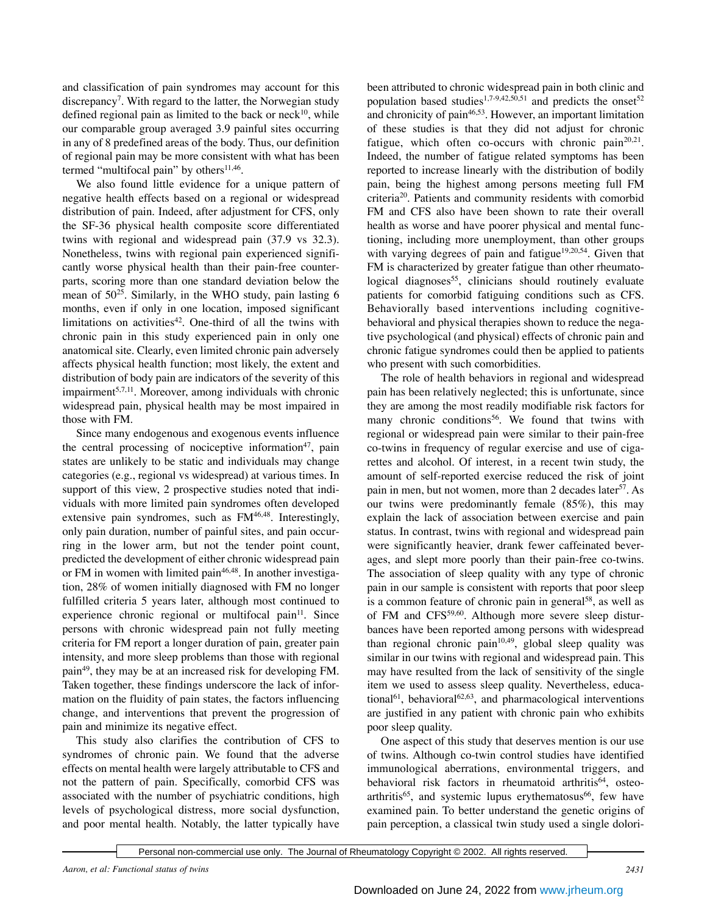and classification of pain syndromes may account for this discrepancy[7]. With regard to the latter, the Norwegian study defined regional pain as limited to the back or neck[10], while our comparable group averaged 3.9 painful sites occurring in any of 8 predefined areas of the body. Thus, our definition of regional pain may be more consistent with what has been termed "multifocal pain" by others[11,46].

We also found little evidence for a unique pattern of negative health effects based on a regional or widespread distribution of pain. Indeed, after adjustment for CFS, only the SF-36 physical health composite score differentiated twins with regional and widespread pain (37.9 vs 32.3). Nonetheless, twins with regional pain experienced significantly worse physical health than their pain-free counterparts, scoring more than one standard deviation below the mean of 50[25]. Similarly, in the WHO study, pain lasting 6 months, even if only in one location, imposed significant limitations on activities[42]. One-third of all the twins with chronic pain in this study experienced pain in only one anatomical site. Clearly, even limited chronic pain adversely affects physical health function; most likely, the extent and distribution of body pain are indicators of the severity of this impairment[5,7,11]. Moreover, among individuals with chronic widespread pain, physical health may be most impaired in those with FM.

Since many endogenous and exogenous events influence the central processing of nociceptive information[47], pain states are unlikely to be static and individuals may change categories (e.g., regional vs widespread) at various times. In support of this view, 2 prospective studies noted that individuals with more limited pain syndromes often developed extensive pain syndromes, such as FM[46,48]. Interestingly, only pain duration, number of painful sites, and pain occurring in the lower arm, but not the tender point count, predicted the development of either chronic widespread pain or FM in women with limited pain[46,48]. In another investigation, 28% of women initially diagnosed with FM no longer fulfilled criteria 5 years later, although most continued to experience chronic regional or multifocal pain[11]. Since persons with chronic widespread pain not fully meeting criteria for FM report a longer duration of pain, greater pain intensity, and more sleep problems than those with regional pain[49], they may be at an increased risk for developing FM. Taken together, these findings underscore the lack of information on the fluidity of pain states, the factors influencing change, and interventions that prevent the progression of pain and minimize its negative effect.

This study also clarifies the contribution of CFS to syndromes of chronic pain. We found that the adverse effects on mental health were largely attributable to CFS and not the pattern of pain. Specifically, comorbid CFS was associated with the number of psychiatric conditions, high levels of psychological distress, more social dysfunction, and poor mental health. Notably, the latter typically have been attributed to chronic widespread pain in both clinic and population based studies[1,7-9,42,50,51] and predicts the onset[52] and chronicity of pain[46,53]. However, an important limitation of these studies is that they did not adjust for chronic fatigue, which often co-occurs with chronic pain[20,21]. Indeed, the number of fatigue related symptoms has been reported to increase linearly with the distribution of bodily pain, being the highest among persons meeting full FM criteria[20]. Patients and community residents with comorbid FM and CFS also have been shown to rate their overall health as worse and have poorer physical and mental functioning, including more unemployment, than other groups with varying degrees of pain and fatigue[19,20,54]. Given that FM is characterized by greater fatigue than other rheumatological diagnoses[55], clinicians should routinely evaluate patients for comorbid fatiguing conditions such as CFS. Behaviorally based interventions including cognitive-behavioral and physical therapies shown to reduce the negative psychological (and physical) effects of chronic pain and chronic fatigue syndromes could then be applied to patients who present with such comorbidities.

The role of health behaviors in regional and widespread pain has been relatively neglected; this is unfortunate, since they are among the most readily modifiable risk factors for many chronic conditions[56]. We found that twins with regional or widespread pain were similar to their pain-free co-twins in frequency of regular exercise and use of cigarettes and alcohol. Of interest, in a recent twin study, the amount of self-reported exercise reduced the risk of joint pain in men, but not women, more than 2 decades later[57]. As our twins were predominantly female (85%), this may explain the lack of association between exercise and pain status. In contrast, twins with regional and widespread pain were significantly heavier, drank fewer caffeinated beverages, and slept more poorly than their pain-free co-twins. The association of sleep quality with any type of chronic pain in our sample is consistent with reports that poor sleep is a common feature of chronic pain in general[58], as well as of FM and CFS[59,60]. Although more severe sleep disturbances have been reported among persons with widespread than regional chronic pain[10,49], global sleep quality was similar in our twins with regional and widespread pain. This may have resulted from the lack of sensitivity of the single item we used to assess sleep quality. Nevertheless, educational[61], behavioral[62,63], and pharmacological interventions are justified in any patient with chronic pain who exhibits poor sleep quality.

One aspect of this study that deserves mention is our use of twins. Although co-twin control studies have identified immunological aberrations, environmental triggers, and behavioral risk factors in rheumatoid arthritis[64], osteoarthritis[65], and systemic lupus erythematosus[66], few have examined pain. To better understand the genetic origins of pain perception, a classical twin study used a single dolori-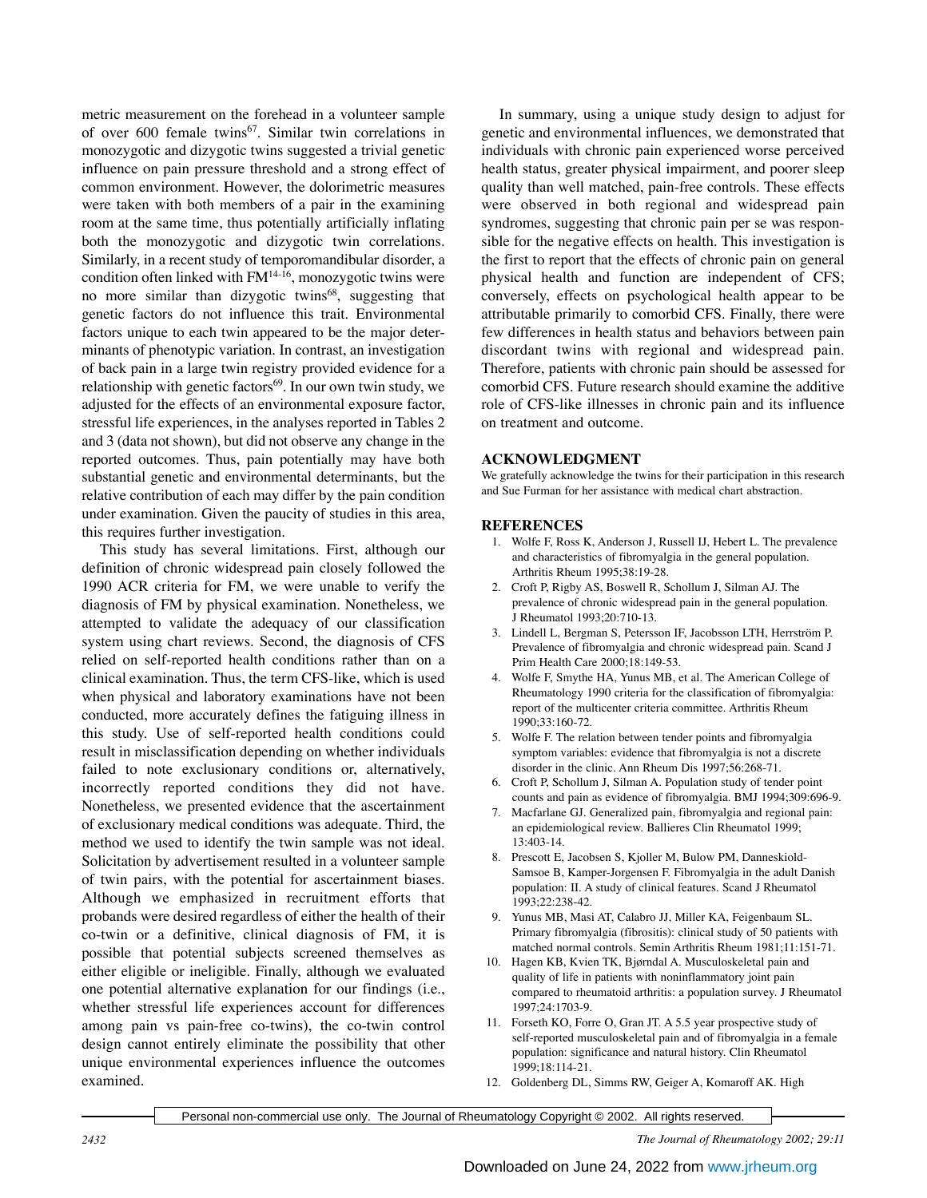metric measurement on the forehead in a volunteer sample of over 600 female twins[67]. Similar twin correlations in monozygotic and dizygotic twins suggested a trivial genetic influence on pain pressure threshold and a strong effect of common environment. However, the dolorimetric measures were taken with both members of a pair in the examining room at the same time, thus potentially artificially inflating both the monozygotic and dizygotic twin correlations. Similarly, in a recent study of temporomandibular disorder, a condition often linked with FM[14-16], monozygotic twins were no more similar than dizygotic twins[68], suggesting that genetic factors do not influence this trait. Environmental factors unique to each twin appeared to be the major determinants of phenotypic variation. In contrast, an investigation of back pain in a large twin registry provided evidence for a relationship with genetic factors[69]. In our own twin study, we adjusted for the effects of an environmental exposure factor, stressful life experiences, in the analyses reported in Tables 2 and 3 (data not shown), but did not observe any change in the reported outcomes. Thus, pain potentially may have both substantial genetic and environmental determinants, but the relative contribution of each may differ by the pain condition under examination. Given the paucity of studies in this area, this requires further investigation.

This study has several limitations. First, although our definition of chronic widespread pain closely followed the 1990 ACR criteria for FM, we were unable to verify the diagnosis of FM by physical examination. Nonetheless, we attempted to validate the adequacy of our classification system using chart reviews. Second, the diagnosis of CFS relied on self-reported health conditions rather than on a clinical examination. Thus, the term CFS-like, which is used when physical and laboratory examinations have not been conducted, more accurately defines the fatiguing illness in this study. Use of self-reported health conditions could result in misclassification depending on whether individuals failed to note exclusionary conditions or, alternatively, incorrectly reported conditions they did not have. Nonetheless, we presented evidence that the ascertainment of exclusionary medical conditions was adequate. Third, the method we used to identify the twin sample was not ideal. Solicitation by advertisement resulted in a volunteer sample of twin pairs, with the potential for ascertainment biases. Although we emphasized in recruitment efforts that probands were desired regardless of either the health of their co-twin or a definitive, clinical diagnosis of FM, it is possible that potential subjects screened themselves as either eligible or ineligible. Finally, although we evaluated one potential alternative explanation for our findings (i.e., whether stressful life experiences account for differences among pain vs pain-free co-twins), the co-twin control design cannot entirely eliminate the possibility that other unique environmental experiences influence the outcomes examined.

In summary, using a unique study design to adjust for genetic and environmental influences, we demonstrated that individuals with chronic pain experienced worse perceived health status, greater physical impairment, and poorer sleep quality than well matched, pain-free controls. These effects were observed in both regional and widespread pain syndromes, suggesting that chronic pain per se was responsible for the negative effects on health. This investigation is the first to report that the effects of chronic pain on general physical health and function are independent of CFS; conversely, effects on psychological health appear to be attributable primarily to comorbid CFS. Finally, there were few differences in health status and behaviors between pain discordant twins with regional and widespread pain. Therefore, patients with chronic pain should be assessed for comorbid CFS. Future research should examine the additive role of CFS-like illnesses in chronic pain and its influence on treatment and outcome.

## ACKNOWLEDGMENT

We gratefully acknowledge the twins for their participation in this research and Sue Furman for her assistance with medical chart abstraction.

## REFERENCES

1. Wolfe F, Ross K, Anderson J, Russell IJ, Hebert L. The prevalence and characteristics of fibromyalgia in the general population. Arthritis Rheum 1995;38:19-28.
2. Croft P, Rigby AS, Boswell R, Schollum J, Silman AJ. The prevalence of chronic widespread pain in the general population. J Rheumatol 1993;20:710-13.
3. Lindell L, Bergman S, Petersson IF, Jacobsson LTH, Herrström P. Prevalence of fibromyalgia and chronic widespread pain. Scand J Prim Health Care 2000;18:149-53.
4. Wolfe F, Smythe HA, Yunus MB, et al. The American College of Rheumatology 1990 criteria for the classification of fibromyalgia: report of the multicenter criteria committee. Arthritis Rheum 1990;33:160-72.
5. Wolfe F. The relation between tender points and fibromyalgia symptom variables: evidence that fibromyalgia is not a discrete disorder in the clinic. Ann Rheum Dis 1997;56:268-71.
6. Croft P, Schollum J, Silman A. Population study of tender point counts and pain as evidence of fibromyalgia. BMJ 1994;309:696-9.
7. Macfarlane GJ. Generalized pain, fibromyalgia and regional pain: an epidemiological review. Ballieres Clin Rheumatol 1999; 13:403-14.
8. Prescott E, Jacobsen S, Kjoller M, Bulow PM, Danneskiold-Samsoe B, Kamper-Jorgensen F. Fibromyalgia in the adult Danish population: II. A study of clinical features. Scand J Rheumatol 1993;22:238-42.
9. Yunus MB, Masi AT, Calabro JJ, Miller KA, Feigenbaum SL. Primary fibromyalgia (fibrositis): clinical study of 50 patients with matched normal controls. Semin Arthritis Rheum 1981;11:151-71.
10. Hagen KB, Kvien TK, Bjørndal A. Musculoskeletal pain and quality of life in patients with noninflammatory joint pain compared to rheumatoid arthritis: a population survey. J Rheumatol 1997;24:1703-9.
11. Forseth KO, Forre O, Gran JT. A 5.5 year prospective study of self-reported musculoskeletal pain and of fibromyalgia in a female population: significance and natural history. Clin Rheumatol 1999;18:114-21.
12. Goldenberg DL, Simms RW, Geiger A, Komaroff AK. High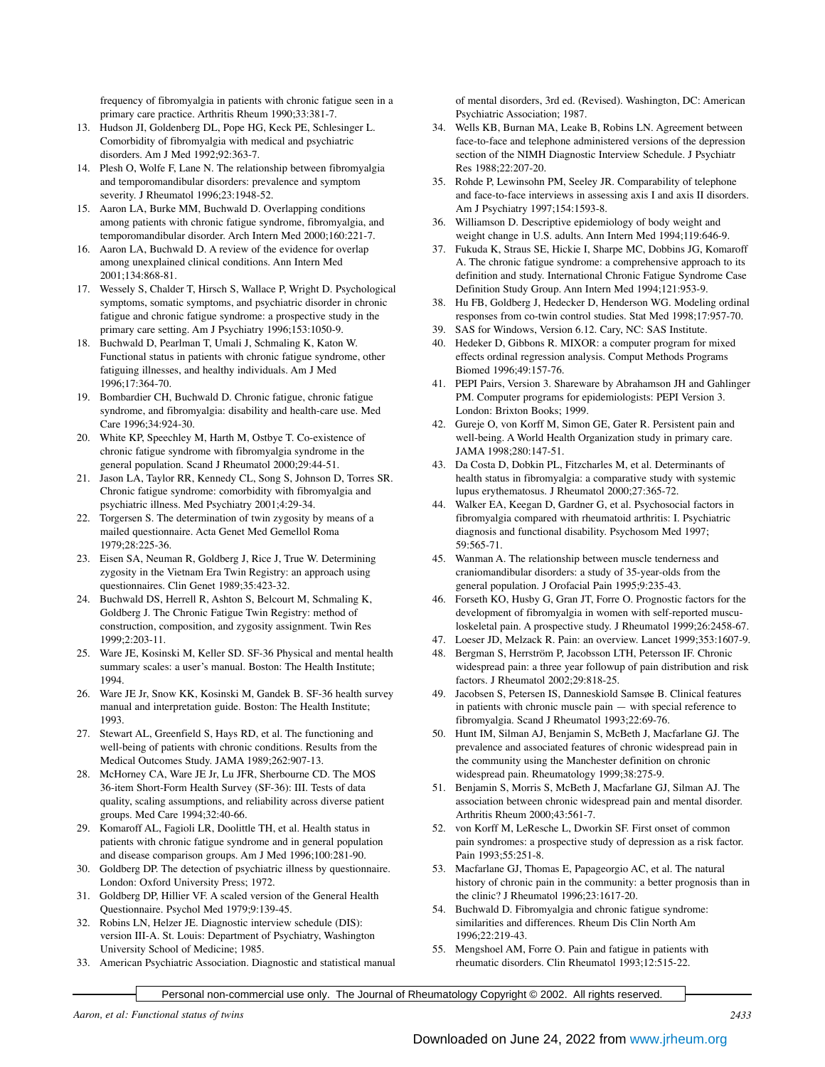frequency of fibromyalgia in patients with chronic fatigue seen in a primary care practice. Arthritis Rheum 1990;33:381-7.

13. Hudson JI, Goldenberg DL, Pope HG, Keck PE, Schlesinger L. Comorbidity of fibromyalgia with medical and psychiatric disorders. Am J Med 1992;92:363-7.
14. Plesh O, Wolfe F, Lane N. The relationship between fibromyalgia and temporomandibular disorders: prevalence and symptom severity. J Rheumatol 1996;23:1948-52.
15. Aaron LA, Burke MM, Buchwald D. Overlapping conditions among patients with chronic fatigue syndrome, fibromyalgia, and temporomandibular disorder. Arch Intern Med 2000;160:221-7.
16. Aaron LA, Buchwald D. A review of the evidence for overlap among unexplained clinical conditions. Ann Intern Med 2001;134:868-81.
17. Wessely S, Chalder T, Hirsch S, Wallace P, Wright D. Psychological symptoms, somatic symptoms, and psychiatric disorder in chronic fatigue and chronic fatigue syndrome: a prospective study in the primary care setting. Am J Psychiatry 1996;153:1050-9.
18. Buchwald D, Pearlman T, Umali J, Schmaling K, Katon W. Functional status in patients with chronic fatigue syndrome, other fatiguing illnesses, and healthy individuals. Am J Med 1996;17:364-70.
19. Bombardier CH, Buchwald D. Chronic fatigue, chronic fatigue syndrome, and fibromyalgia: disability and health-care use. Med Care 1996;34:924-30.
20. White KP, Speechley M, Harth M, Ostbye T. Co-existence of chronic fatigue syndrome with fibromyalgia syndrome in the general population. Scand J Rheumatol 2000;29:44-51.
21. Jason LA, Taylor RR, Kennedy CL, Song S, Johnson D, Torres SR. Chronic fatigue syndrome: comorbidity with fibromyalgia and psychiatric illness. Med Psychiatry 2001;4:29-34.
22. Torgersen S. The determination of twin zygosity by means of a mailed questionnaire. Acta Genet Med Gemellol Roma 1979;28:225-36.
23. Eisen SA, Neuman R, Goldberg J, Rice J, True W. Determining zygosity in the Vietnam Era Twin Registry: an approach using questionnaires. Clin Genet 1989;35:423-32.
24. Buchwald DS, Herrell R, Ashton S, Belcourt M, Schmaling K, Goldberg J. The Chronic Fatigue Twin Registry: method of construction, composition, and zygosity assignment. Twin Res 1999;2:203-11.
25. Ware JE, Kosinski M, Keller SD. SF-36 Physical and mental health summary scales: a user's manual. Boston: The Health Institute; 1994.
26. Ware JE Jr, Snow KK, Kosinski M, Gandek B. SF-36 health survey manual and interpretation guide. Boston: The Health Institute; 1993.
27. Stewart AL, Greenfield S, Hays RD, et al. The functioning and well-being of patients with chronic conditions. Results from the Medical Outcomes Study. JAMA 1989;262:907-13.
28. McHorney CA, Ware JE Jr, Lu JFR, Sherbourne CD. The MOS 36-item Short-Form Health Survey (SF-36): III. Tests of data quality, scaling assumptions, and reliability across diverse patient groups. Med Care 1994;32:40-66.
29. Komaroff AL, Fagioli LR, Doolittle TH, et al. Health status in patients with chronic fatigue syndrome and in general population and disease comparison groups. Am J Med 1996;100:281-90.
30. Goldberg DP. The detection of psychiatric illness by questionnaire. London: Oxford University Press; 1972.
31. Goldberg DP, Hillier VF. A scaled version of the General Health Questionnaire. Psychol Med 1979;9:139-45.
32. Robins LN, Helzer JE. Diagnostic interview schedule (DIS): version III-A. St. Louis: Department of Psychiatry, Washington University School of Medicine; 1985.
33. American Psychiatric Association. Diagnostic and statistical manual of mental disorders, 3rd ed. (Revised). Washington, DC: American Psychiatric Association; 1987.
34. Wells KB, Burnan MA, Leake B, Robins LN. Agreement between face-to-face and telephone administered versions of the depression section of the NIMH Diagnostic Interview Schedule. J Psychiatr Res 1988;22:207-20.
35. Rohde P, Lewinsohn PM, Seeley JR. Comparability of telephone and face-to-face interviews in assessing axis I and axis II disorders. Am J Psychiatry 1997;154:1593-8.
36. Williamson D. Descriptive epidemiology of body weight and weight change in U.S. adults. Ann Intern Med 1994;119:646-9.
37. Fukuda K, Straus SE, Hickie I, Sharpe MC, Dobbins JG, Komaroff A. The chronic fatigue syndrome: a comprehensive approach to its definition and study. International Chronic Fatigue Syndrome Case Definition Study Group. Ann Intern Med 1994;121:953-9.
38. Hu FB, Goldberg J, Hedecker D, Henderson WG. Modeling ordinal responses from co-twin control studies. Stat Med 1998;17:957-70.
39. SAS for Windows, Version 6.12. Cary, NC: SAS Institute.
40. Hedeker D, Gibbons R. MIXOR: a computer program for mixed effects ordinal regression analysis. Comput Methods Programs Biomed 1996;49:157-76.
41. PEPI Pairs, Version 3. Shareware by Abrahamson JH and Gahlinger PM. Computer programs for epidemiologists: PEPI Version 3. London: Brixton Books; 1999.
42. Gureje O, von Korff M, Simon GE, Gater R. Persistent pain and well-being. A World Health Organization study in primary care. JAMA 1998;280:147-51.
43. Da Costa D, Dobkin PL, Fitzcharles M, et al. Determinants of health status in fibromyalgia: a comparative study with systemic lupus erythematosus. J Rheumatol 2000;27:365-72.
44. Walker EA, Keegan D, Gardner G, et al. Psychosocial factors in fibromyalgia compared with rheumatoid arthritis: I. Psychiatric diagnosis and functional disability. Psychosom Med 1997; 59:565-71.
45. Wanman A. The relationship between muscle tenderness and craniomandibular disorders: a study of 35-year-olds from the general population. J Orofacial Pain 1995;9:235-43.
46. Forseth KO, Husby G, Gran JT, Forre O. Prognostic factors for the development of fibromyalgia in women with self-reported musculoskeletal pain. A prospective study. J Rheumatol 1999;26:2458-67.
47. Loeser JD, Melzack R. Pain: an overview. Lancet 1999;353:1607-9.
48. Bergman S, Herrström P, Jacobsson LTH, Petersson IF. Chronic widespread pain: a three year followup of pain distribution and risk factors. J Rheumatol 2002;29:818-25.
49. Jacobsen S, Petersen IS, Danneskiold Samsøe B. Clinical features in patients with chronic muscle pain — with special reference to fibromyalgia. Scand J Rheumatol 1993;22:69-76.
50. Hunt IM, Silman AJ, Benjamin S, McBeth J, Macfarlane GJ. The prevalence and associated features of chronic widespread pain in the community using the Manchester definition on chronic widespread pain. Rheumatology 1999;38:275-9.
51. Benjamin S, Morris S, McBeth J, Macfarlane GJ, Silman AJ. The association between chronic widespread pain and mental disorder. Arthritis Rheum 2000;43:561-7.
52. von Korff M, LeResche L, Dworkin SF. First onset of common pain syndromes: a prospective study of depression as a risk factor. Pain 1993;55:251-8.
53. Macfarlane GJ, Thomas E, Papageorgio AC, et al. The natural history of chronic pain in the community: a better prognosis than in the clinic? J Rheumatol 1996;23:1617-20.
54. Buchwald D. Fibromyalgia and chronic fatigue syndrome: similarities and differences. Rheum Dis Clin North Am 1996;22:219-43.
55. Mengshoel AM, Forre O. Pain and fatigue in patients with rheumatic disorders. Clin Rheumatol 1993;12:515-22.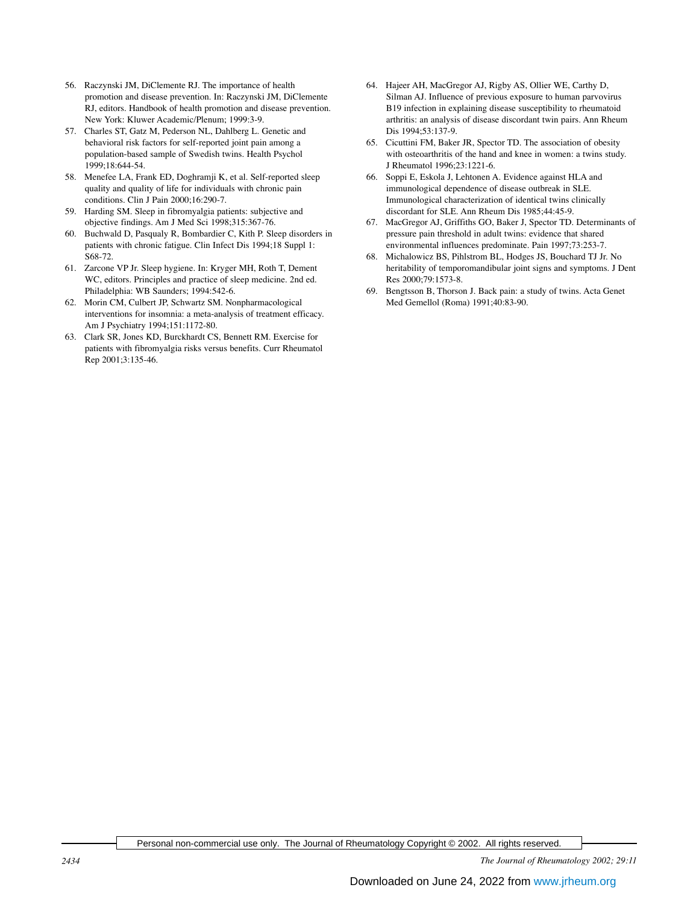56. Raczynski JM, DiClemente RJ. The importance of health promotion and disease prevention. In: Raczynski JM, DiClemente RJ, editors. Handbook of health promotion and disease prevention. New York: Kluwer Academic/Plenum; 1999:3-9.
57. Charles ST, Gatz M, Pederson NL, Dahlberg L. Genetic and behavioral risk factors for self-reported joint pain among a population-based sample of Swedish twins. Health Psychol 1999;18:644-54.
58. Menefee LA, Frank ED, Doghramji K, et al. Self-reported sleep quality and quality of life for individuals with chronic pain conditions. Clin J Pain 2000;16:290-7.
59. Harding SM. Sleep in fibromyalgia patients: subjective and objective findings. Am J Med Sci 1998;315:367-76.
60. Buchwald D, Pasqualy R, Bombardier C, Kith P. Sleep disorders in patients with chronic fatigue. Clin Infect Dis 1994;18 Suppl 1: S68-72.
61. Zarcone VP Jr. Sleep hygiene. In: Kryger MH, Roth T, Dement WC, editors. Principles and practice of sleep medicine. 2nd ed. Philadelphia: WB Saunders; 1994:542-6.
62. Morin CM, Culbert JP, Schwartz SM. Nonpharmacological interventions for insomnia: a meta-analysis of treatment efficacy. Am J Psychiatry 1994;151:1172-80.
63. Clark SR, Jones KD, Burckhardt CS, Bennett RM. Exercise for patients with fibromyalgia risks versus benefits. Curr Rheumatol Rep 2001;3:135-46.
64. Hajeer AH, MacGregor AJ, Rigby AS, Ollier WE, Carthy D, Silman AJ. Influence of previous exposure to human parvovirus B19 infection in explaining disease susceptibility to rheumatoid arthritis: an analysis of disease discordant twin pairs. Ann Rheum Dis 1994;53:137-9.
65. Cicuttini FM, Baker JR, Spector TD. The association of obesity with osteoarthritis of the hand and knee in women: a twins study. J Rheumatol 1996;23:1221-6.
66. Soppi E, Eskola J, Lehtonen A. Evidence against HLA and immunological dependence of disease outbreak in SLE. Immunological characterization of identical twins clinically discordant for SLE. Ann Rheum Dis 1985;44:45-9.
67. MacGregor AJ, Griffiths GO, Baker J, Spector TD. Determinants of pressure pain threshold in adult twins: evidence that shared environmental influences predominate. Pain 1997;73:253-7.
68. Michalowicz BS, Pihlstrom BL, Hodges JS, Bouchard TJ Jr. No heritability of temporomandibular joint signs and symptoms. J Dent Res 2000;79:1573-8.
69. Bengtsson B, Thorson J. Back pain: a study of twins. Acta Genet Med Gemellol (Roma) 1991;40:83-90.